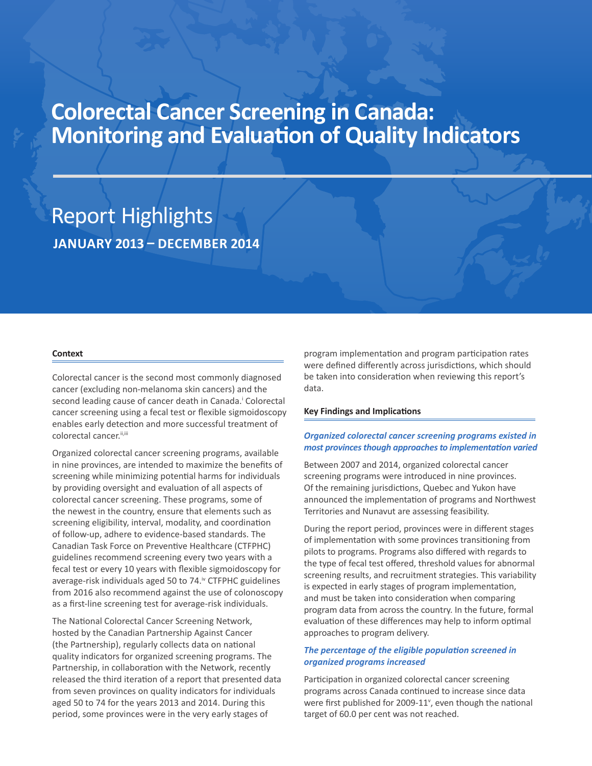# Colorectal Cancer Screening in Canada: Monitoring and Evaluation of Quality Indicators

## Report Highlights

**JANUARY 2013 – DECEMBER 2014**

### Context

Colorectal cancer is the second most commonly diagnosed cancer (excluding non-melanoma skin cancers) and the second leading cause of cancer death in Canada.[i] Colorectal cancer screening using a fecal test or flexible sigmoidoscopy enables early detection and more successful treatment of colorectal cancer.[ii,iii]

Organized colorectal cancer screening programs, available in nine provinces, are intended to maximize the benefits of screening while minimizing potential harms for individuals by providing oversight and evaluation of all aspects of colorectal cancer screening. These programs, some of the newest in the country, ensure that elements such as screening eligibility, interval, modality, and coordination of follow-up, adhere to evidence-based standards. The Canadian Task Force on Preventive Healthcare (CTFPHC) guidelines recommend screening every two years with a fecal test or every 10 years with flexible sigmoidoscopy for average-risk individuals aged 50 to 74.[iv] CTFPHC guidelines from 2016 also recommend against the use of colonoscopy as a first-line screening test for average-risk individuals.

The National Colorectal Cancer Screening Network, hosted by the Canadian Partnership Against Cancer (the Partnership), regularly collects data on national quality indicators for organized screening programs. The Partnership, in collaboration with the Network, recently released the third iteration of a report that presented data from seven provinces on quality indicators for individuals aged 50 to 74 for the years 2013 and 2014. During this period, some provinces were in the very early stages of program implementation and program participation rates were defined differently across jurisdictions, which should be taken into consideration when reviewing this report's data.

### Key Findings and Implications

***Organized colorectal cancer screening programs existed in most provinces though approaches to implementation varied***

Between 2007 and 2014, organized colorectal cancer screening programs were introduced in nine provinces. Of the remaining jurisdictions, Quebec and Yukon have announced the implementation of programs and Northwest Territories and Nunavut are assessing feasibility.

During the report period, provinces were in different stages of implementation with some provinces transitioning from pilots to programs. Programs also differed with regards to the type of fecal test offered, threshold values for abnormal screening results, and recruitment strategies. This variability is expected in early stages of program implementation, and must be taken into consideration when comparing program data from across the country. In the future, formal evaluation of these differences may help to inform optimal approaches to program delivery.

***The percentage of the eligible population screened in organized programs increased***

Participation in organized colorectal cancer screening programs across Canada continued to increase since data were first published for 2009-11[v], even though the national target of 60.0 per cent was not reached.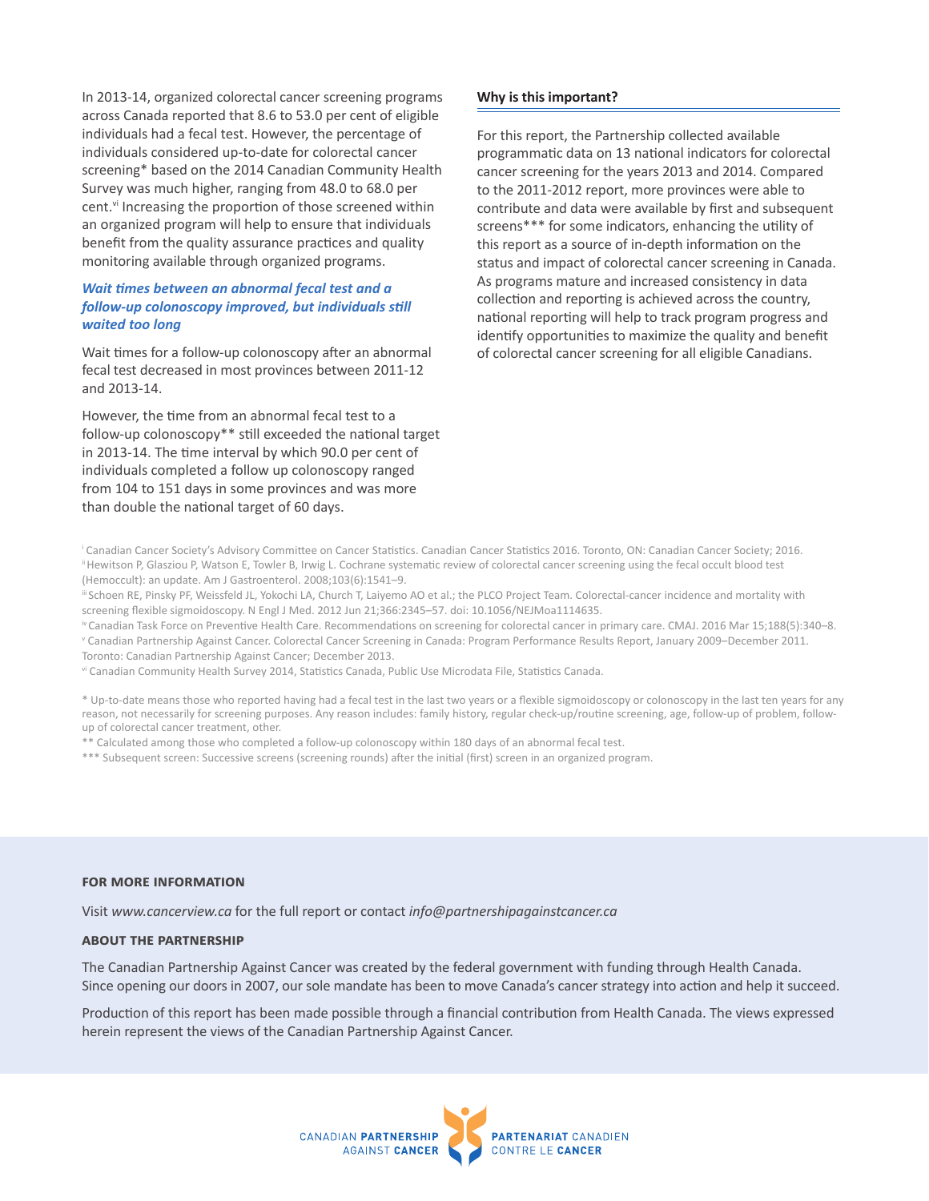In 2013-14, organized colorectal cancer screening programs across Canada reported that 8.6 to 53.0 per cent of eligible individuals had a fecal test. However, the percentage of individuals considered up-to-date for colorectal cancer screening* based on the 2014 Canadian Community Health Survey was much higher, ranging from 48.0 to 68.0 per cent.[vi] Increasing the proportion of those screened within an organized program will help to ensure that individuals benefit from the quality assurance practices and quality monitoring available through organized programs.

### *Wait times between an abnormal fecal test and a follow-up colonoscopy improved, but individuals still waited too long*

Wait times for a follow-up colonoscopy after an abnormal fecal test decreased in most provinces between 2011-12 and 2013-14.

However, the time from an abnormal fecal test to a follow-up colonoscopy** still exceeded the national target in 2013-14. The time interval by which 90.0 per cent of individuals completed a follow up colonoscopy ranged from 104 to 151 days in some provinces and was more than double the national target of 60 days.

### Why is this important?

For this report, the Partnership collected available programmatic data on 13 national indicators for colorectal cancer screening for the years 2013 and 2014. Compared to the 2011-2012 report, more provinces were able to contribute and data were available by first and subsequent screens*** for some indicators, enhancing the utility of this report as a source of in-depth information on the status and impact of colorectal cancer screening in Canada. As programs mature and increased consistency in data collection and reporting is achieved across the country, national reporting will help to track program progress and identify opportunities to maximize the quality and benefit of colorectal cancer screening for all eligible Canadians.

[i] Canadian Cancer Society's Advisory Committee on Cancer Statistics. Canadian Cancer Statistics 2016. Toronto, ON: Canadian Cancer Society; 2016.
[ii] Hewitson P, Glasziou P, Watson E, Towler B, Irwig L. Cochrane systematic review of colorectal cancer screening using the fecal occult blood test (Hemoccult): an update. Am J Gastroenterol. 2008;103(6):1541–9.
[iii] Schoen RE, Pinsky PF, Weissfeld JL, Yokochi LA, Church T, Laiyemo AO et al.; the PLCO Project Team. Colorectal-cancer incidence and mortality with screening flexible sigmoidoscopy. N Engl J Med. 2012 Jun 21;366:2345–57. doi: 10.1056/NEJMoa1114635.
[iv] Canadian Task Force on Preventive Health Care. Recommendations on screening for colorectal cancer in primary care. CMAJ. 2016 Mar 15;188(5):340–8.
[v] Canadian Partnership Against Cancer. Colorectal Cancer Screening in Canada: Program Performance Results Report, January 2009–December 2011. Toronto: Canadian Partnership Against Cancer; December 2013.
[vi] Canadian Community Health Survey 2014, Statistics Canada, Public Use Microdata File, Statistics Canada.

\* Up-to-date means those who reported having had a fecal test in the last two years or a flexible sigmoidoscopy or colonoscopy in the last ten years for any reason, not necessarily for screening purposes. Any reason includes: family history, regular check-up/routine screening, age, follow-up of problem, follow-up of colorectal cancer treatment, other.
** Calculated among those who completed a follow-up colonoscopy within 180 days of an abnormal fecal test.
*** Subsequent screen: Successive screens (screening rounds) after the initial (first) screen in an organized program.

**FOR MORE INFORMATION**

Visit *www.cancerview.ca* for the full report or contact *info@partnershipagainstcancer.ca*

**ABOUT THE PARTNERSHIP**

The Canadian Partnership Against Cancer was created by the federal government with funding through Health Canada. Since opening our doors in 2007, our sole mandate has been to move Canada's cancer strategy into action and help it succeed.

Production of this report has been made possible through a financial contribution from Health Canada. The views expressed herein represent the views of the Canadian Partnership Against Cancer.

CANADIAN PARTNERSHIP AGAINST CANCER
PARTENARIAT CANADIEN CONTRE LE CANCER